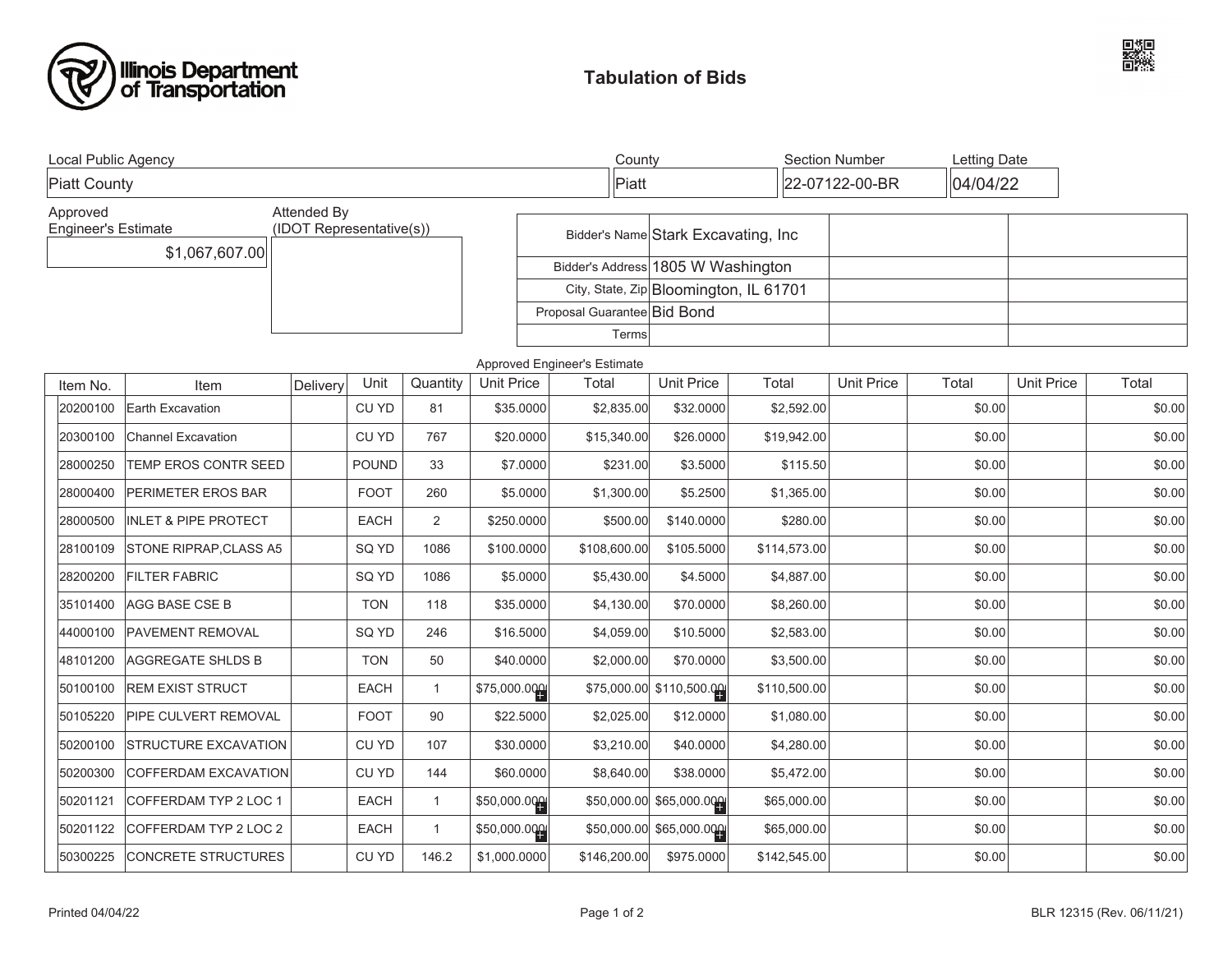# Illinois Department of Transportation

## Tabulation of Bids

| Local Public Agency | County | Section Number | Letting Date |
|---|---|---|---|
| Piatt County | Piatt | 22-07122-00-BR | 04/04/22 |

| Approved Engineer's Estimate | Attended By (IDOT Representative(s)) |
|---|---|
| $1,067,607.00 | |

| | | | |
|---|---|---|---|
| Bidder's Name | Stark Excavating, Inc | | |
| Bidder's Address | 1805 W Washington | | |
| City, State, Zip | Bloomington, IL 61701 | | |
| Proposal Guarantee | Bid Bond | | |
| Terms | | | |

| Item No. | Item | Delivery | Unit | Quantity | Approved Engineer's Estimate Unit Price | Approved Engineer's Estimate Total | Unit Price | Total | Unit Price | Total | Unit Price | Total |
|---|---|---|---|---|---|---|---|---|---|---|---|---|
| 20200100 | Earth Excavation | | CU YD | 81 | $35.0000 | $2,835.00 | $32.0000 | $2,592.00 | | $0.00 | | $0.00 |
| 20300100 | Channel Excavation | | CU YD | 767 | $20.0000 | $15,340.00 | $26.0000 | $19,942.00 | | $0.00 | | $0.00 |
| 28000250 | TEMP EROS CONTR SEED | | POUND | 33 | $7.0000 | $231.00 | $3.5000 | $115.50 | | $0.00 | | $0.00 |
| 28000400 | PERIMETER EROS BAR | | FOOT | 260 | $5.0000 | $1,300.00 | $5.2500 | $1,365.00 | | $0.00 | | $0.00 |
| 28000500 | INLET & PIPE PROTECT | | EACH | 2 | $250.0000 | $500.00 | $140.0000 | $280.00 | | $0.00 | | $0.00 |
| 28100109 | STONE RIPRAP,CLASS A5 | | SQ YD | 1086 | $100.0000 | $108,600.00 | $105.5000 | $114,573.00 | | $0.00 | | $0.00 |
| 28200200 | FILTER FABRIC | | SQ YD | 1086 | $5.0000 | $5,430.00 | $4.5000 | $4,887.00 | | $0.00 | | $0.00 |
| 35101400 | AGG BASE CSE B | | TON | 118 | $35.0000 | $4,130.00 | $70.0000 | $8,260.00 | | $0.00 | | $0.00 |
| 44000100 | PAVEMENT REMOVAL | | SQ YD | 246 | $16.5000 | $4,059.00 | $10.5000 | $2,583.00 | | $0.00 | | $0.00 |
| 48101200 | AGGREGATE SHLDS B | | TON | 50 | $40.0000 | $2,000.00 | $70.0000 | $3,500.00 | | $0.00 | | $0.00 |
| 50100100 | REM EXIST STRUCT | | EACH | 1 | $75,000.000 | $75,000.00 | $110,500.00 | $110,500.00 | | $0.00 | | $0.00 |
| 50105220 | PIPE CULVERT REMOVAL | | FOOT | 90 | $22.5000 | $2,025.00 | $12.0000 | $1,080.00 | | $0.00 | | $0.00 |
| 50200100 | STRUCTURE EXCAVATION | | CU YD | 107 | $30.0000 | $3,210.00 | $40.0000 | $4,280.00 | | $0.00 | | $0.00 |
| 50200300 | COFFERDAM EXCAVATION | | CU YD | 144 | $60.0000 | $8,640.00 | $38.0000 | $5,472.00 | | $0.00 | | $0.00 |
| 50201121 | COFFERDAM TYP 2 LOC 1 | | EACH | 1 | $50,000.000 | $50,000.00 | $65,000.000 | $65,000.00 | | $0.00 | | $0.00 |
| 50201122 | COFFERDAM TYP 2 LOC 2 | | EACH | 1 | $50,000.000 | $50,000.00 | $65,000.000 | $65,000.00 | | $0.00 | | $0.00 |
| 50300225 | CONCRETE STRUCTURES | | CU YD | 146.2 | $1,000.0000 | $146,200.00 | $975.0000 | $142,545.00 | | $0.00 | | $0.00 |

Printed 04/04/22

BLR 12315 (Rev. 06/11/21)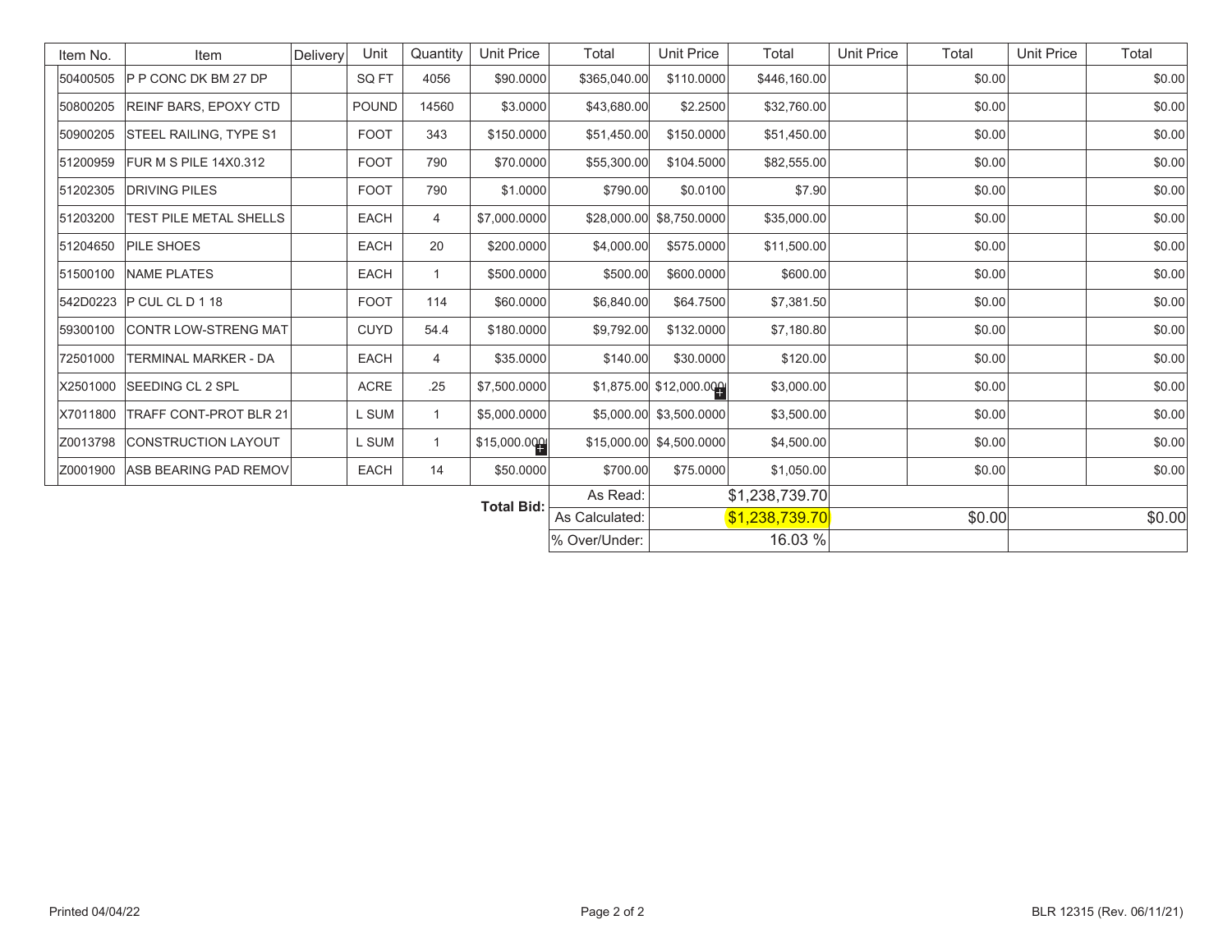| Item No. | Item | Delivery | Unit | Quantity | Unit Price | Total | Unit Price | Total | Unit Price | Total | Unit Price | Total |
|---|---|---|---|---|---|---|---|---|---|---|---|---|
| 50400505 | P P CONC DK BM 27 DP | | SQ FT | 4056 | $90.0000 | $365,040.00 | $110.0000 | $446,160.00 | | $0.00 | | $0.00 |
| 50800205 | REINF BARS, EPOXY CTD | | POUND | 14560 | $3.0000 | $43,680.00 | $2.2500 | $32,760.00 | | $0.00 | | $0.00 |
| 50900205 | STEEL RAILING, TYPE S1 | | FOOT | 343 | $150.0000 | $51,450.00 | $150.0000 | $51,450.00 | | $0.00 | | $0.00 |
| 51200959 | FUR M S PILE 14X0.312 | | FOOT | 790 | $70.0000 | $55,300.00 | $104.5000 | $82,555.00 | | $0.00 | | $0.00 |
| 51202305 | DRIVING PILES | | FOOT | 790 | $1.0000 | $790.00 | $0.0100 | $7.90 | | $0.00 | | $0.00 |
| 51203200 | TEST PILE METAL SHELLS | | EACH | 4 | $7,000.0000 | $28,000.00 | $8,750.0000 | $35,000.00 | | $0.00 | | $0.00 |
| 51204650 | PILE SHOES | | EACH | 20 | $200.0000 | $4,000.00 | $575.0000 | $11,500.00 | | $0.00 | | $0.00 |
| 51500100 | NAME PLATES | | EACH | 1 | $500.0000 | $500.00 | $600.0000 | $600.00 | | $0.00 | | $0.00 |
| 542D0223 | P CUL CL D 1 18 | | FOOT | 114 | $60.0000 | $6,840.00 | $64.7500 | $7,381.50 | | $0.00 | | $0.00 |
| 59300100 | CONTR LOW-STRENG MAT | | CUYD | 54.4 | $180.0000 | $9,792.00 | $132.0000 | $7,180.80 | | $0.00 | | $0.00 |
| 72501000 | TERMINAL MARKER - DA | | EACH | 4 | $35.0000 | $140.00 | $30.0000 | $120.00 | | $0.00 | | $0.00 |
| X2501000 | SEEDING CL 2 SPL | | ACRE | .25 | $7,500.0000 | $1,875.00 | $12,000.000 | $3,000.00 | | $0.00 | | $0.00 |
| X7011800 | TRAFF CONT-PROT BLR 21 | | L SUM | 1 | $5,000.0000 | $5,000.00 | $3,500.0000 | $3,500.00 | | $0.00 | | $0.00 |
| Z0013798 | CONSTRUCTION LAYOUT | | L SUM | 1 | $15,000.000 | $15,000.00 | $4,500.0000 | $4,500.00 | | $0.00 | | $0.00 |
| Z0001900 | ASB BEARING PAD REMOV | | EACH | 14 | $50.0000 | $700.00 | $75.0000 | $1,050.00 | | $0.00 | | $0.00 |
| | | | | | **Total Bid:** | As Read: | | $1,238,739.70 | | | | |
| | | | | | | As Calculated: | | $1,238,739.70 | | $0.00 | | $0.00 |
| | | | | | | % Over/Under: | | 16.03 % | | | | |

Printed 04/04/22

BLR 12315 (Rev. 06/11/21)